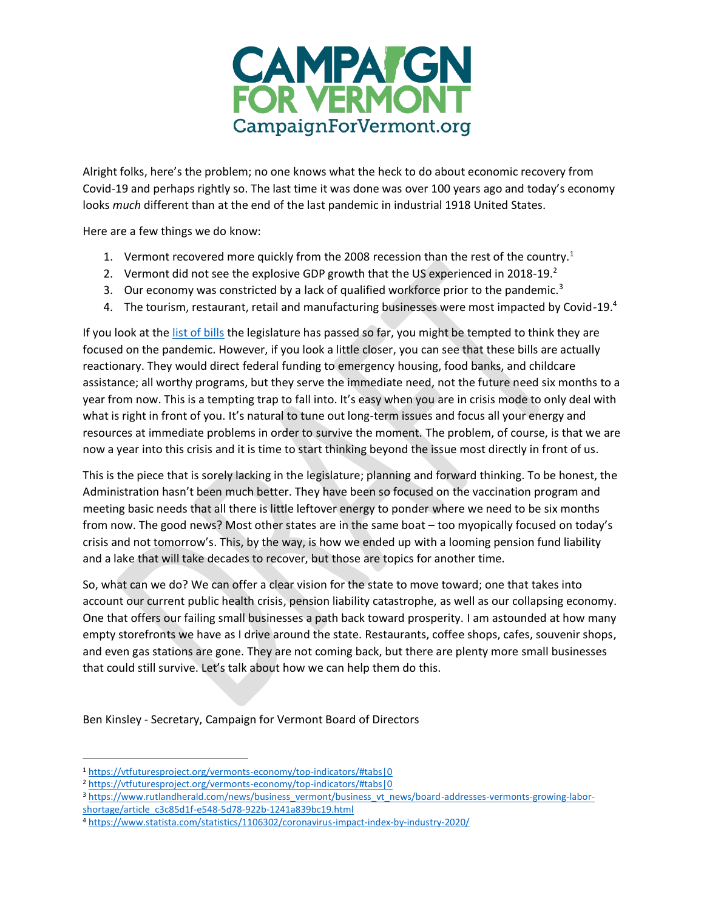# CAMPAIGN FOR VERMONT

CampaignForVermont.org

Alright folks, here's the problem; no one knows what the heck to do about economic recovery from Covid-19 and perhaps rightly so. The last time it was done was over 100 years ago and today's economy looks *much* different than at the end of the last pandemic in industrial 1918 United States.

Here are a few things we do know:

1. Vermont recovered more quickly from the 2008 recession than the rest of the country.[1]
2. Vermont did not see the explosive GDP growth that the US experienced in 2018-19.[2]
3. Our economy was constricted by a lack of qualified workforce prior to the pandemic.[3]
4. The tourism, restaurant, retail and manufacturing businesses were most impacted by Covid-19.[4]

If you look at the list of bills the legislature has passed so far, you might be tempted to think they are focused on the pandemic. However, if you look a little closer, you can see that these bills are actually reactionary. They would direct federal funding to emergency housing, food banks, and childcare assistance; all worthy programs, but they serve the immediate need, not the future need six months to a year from now. This is a tempting trap to fall into. It's easy when you are in crisis mode to only deal with what is right in front of you. It's natural to tune out long-term issues and focus all your energy and resources at immediate problems in order to survive the moment. The problem, of course, is that we are now a year into this crisis and it is time to start thinking beyond the issue most directly in front of us.

This is the piece that is sorely lacking in the legislature; planning and forward thinking. To be honest, the Administration hasn't been much better. They have been so focused on the vaccination program and meeting basic needs that all there is little leftover energy to ponder where we need to be six months from now. The good news? Most other states are in the same boat – too myopically focused on today's crisis and not tomorrow's. This, by the way, is how we ended up with a looming pension fund liability and a lake that will take decades to recover, but those are topics for another time.

So, what can we do? We can offer a clear vision for the state to move toward; one that takes into account our current public health crisis, pension liability catastrophe, as well as our collapsing economy. One that offers our failing small businesses a path back toward prosperity. I am astounded at how many empty storefronts we have as I drive around the state. Restaurants, coffee shops, cafes, souvenir shops, and even gas stations are gone. They are not coming back, but there are plenty more small businesses that could still survive. Let's talk about how we can help them do this.

Ben Kinsley - Secretary, Campaign for Vermont Board of Directors

---

[1] https://vtfuturesproject.org/vermonts-economy/top-indicators/#tabs|0

[2] https://vtfuturesproject.org/vermonts-economy/top-indicators/#tabs|0

[3] https://www.rutlandherald.com/news/business_vermont/business_vt_news/board-addresses-vermonts-growing-labor-shortage/article_c3c85d1f-e548-5d78-922b-1241a839bc19.html

[4] https://www.statista.com/statistics/1106302/coronavirus-impact-index-by-industry-2020/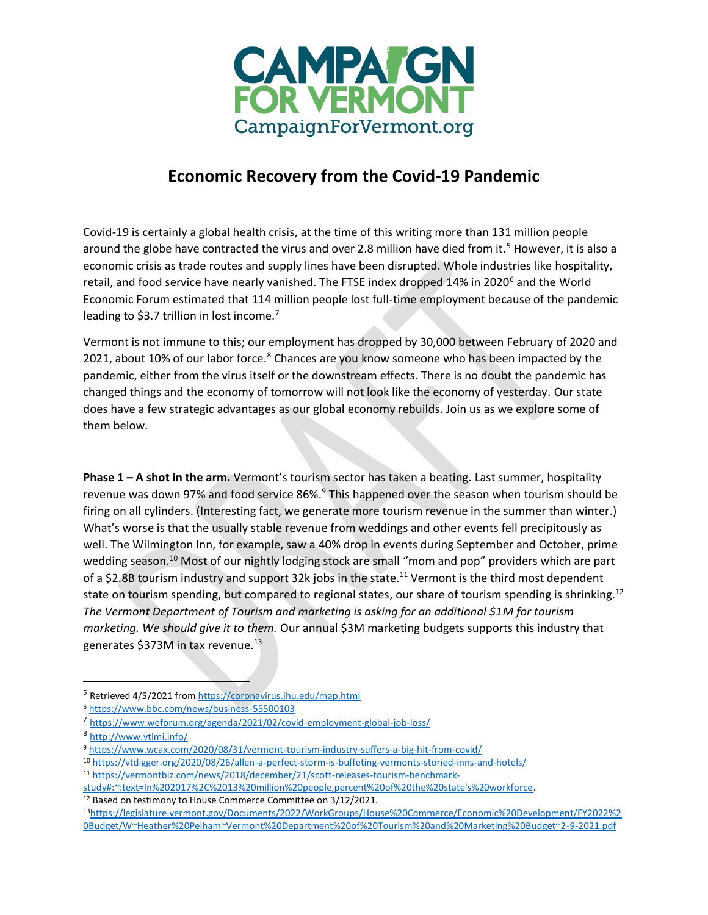CAMPAIGN FOR VERMONT
CampaignForVermont.org

# Economic Recovery from the Covid-19 Pandemic

Covid-19 is certainly a global health crisis, at the time of this writing more than 131 million people around the globe have contracted the virus and over 2.8 million have died from it.[5] However, it is also a economic crisis as trade routes and supply lines have been disrupted. Whole industries like hospitality, retail, and food service have nearly vanished. The FTSE index dropped 14% in 2020[6] and the World Economic Forum estimated that 114 million people lost full-time employment because of the pandemic leading to $3.7 trillion in lost income.[7]

Vermont is not immune to this; our employment has dropped by 30,000 between February of 2020 and 2021, about 10% of our labor force.[8] Chances are you know someone who has been impacted by the pandemic, either from the virus itself or the downstream effects. There is no doubt the pandemic has changed things and the economy of tomorrow will not look like the economy of yesterday. Our state does have a few strategic advantages as our global economy rebuilds. Join us as we explore some of them below.

**Phase 1 – A shot in the arm.** Vermont's tourism sector has taken a beating. Last summer, hospitality revenue was down 97% and food service 86%.[9] This happened over the season when tourism should be firing on all cylinders. (Interesting fact, we generate more tourism revenue in the summer than winter.) What's worse is that the usually stable revenue from weddings and other events fell precipitously as well. The Wilmington Inn, for example, saw a 40% drop in events during September and October, prime wedding season.[10] Most of our nightly lodging stock are small "mom and pop" providers which are part of a $2.8B tourism industry and support 32k jobs in the state.[11] Vermont is the third most dependent state on tourism spending, but compared to regional states, our share of tourism spending is shrinking.[12] *The Vermont Department of Tourism and marketing is asking for an additional $1M for tourism marketing. We should give it to them.* Our annual $3M marketing budgets supports this industry that generates $373M in tax revenue.[13]

---

[5] Retrieved 4/5/2021 from https://coronavirus.jhu.edu/map.html

[6] https://www.bbc.com/news/business-55500103

[7] https://www.weforum.org/agenda/2021/02/covid-employment-global-job-loss/

[8] http://www.vtlmi.info/

[9] https://www.wcax.com/2020/08/31/vermont-tourism-industry-suffers-a-big-hit-from-covid/

[10] https://vtdigger.org/2020/08/26/allen-a-perfect-storm-is-buffeting-vermonts-storied-inns-and-hotels/

[11] https://vermontbiz.com/news/2018/december/21/scott-releases-tourism-benchmark-study#:~:text=In%202017%2C%2013%20million%20people,percent%20of%20the%20state's%20workforce.

[12] Based on testimony to House Commerce Committee on 3/12/2021.

[13] https://legislature.vermont.gov/Documents/2022/WorkGroups/House%20Commerce/Economic%20Development/FY2022%20Budget/W~Heather%20Pelham~Vermont%20Department%20of%20Tourism%20and%20Marketing%20Budget~2-9-2021.pdf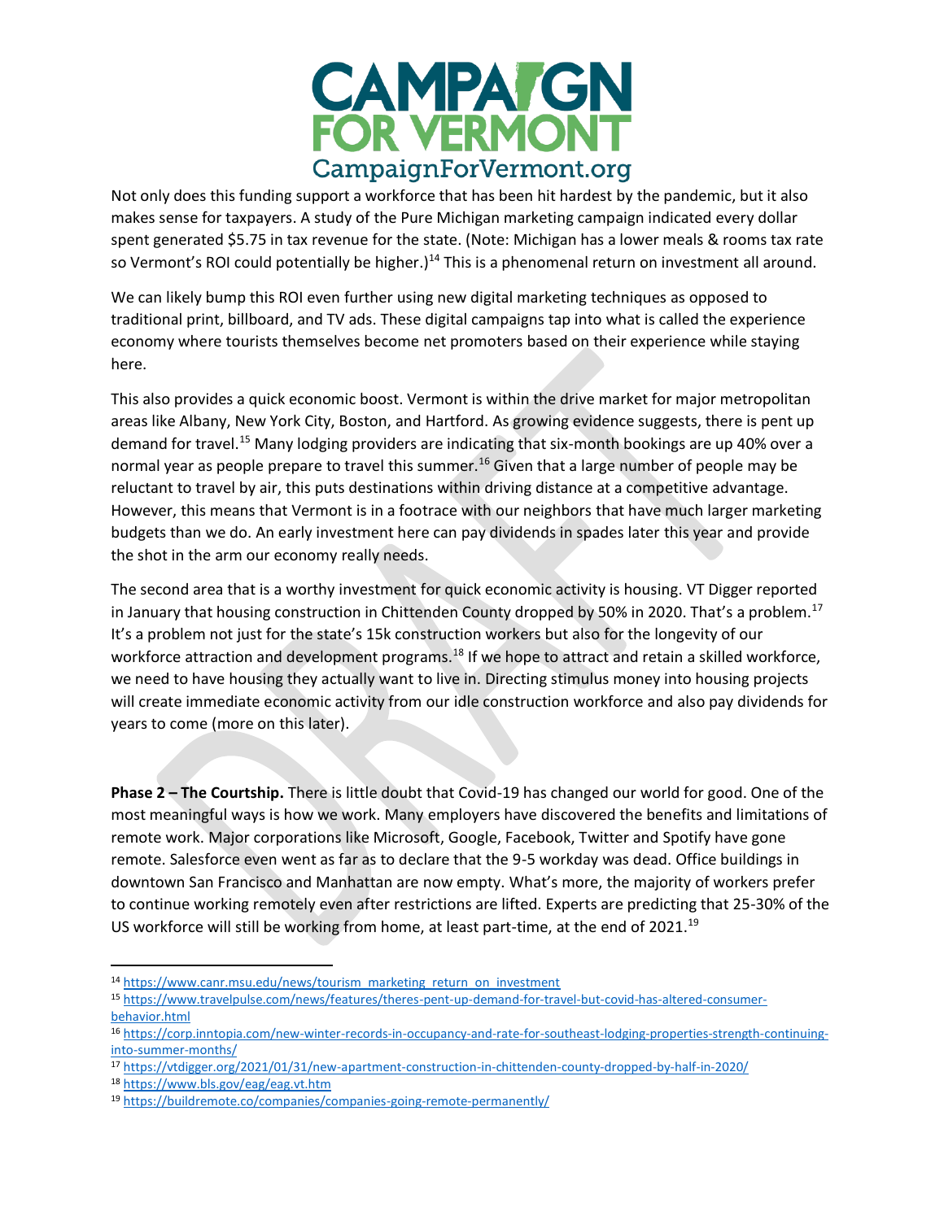Not only does this funding support a workforce that has been hit hardest by the pandemic, but it also makes sense for taxpayers. A study of the Pure Michigan marketing campaign indicated every dollar spent generated $5.75 in tax revenue for the state. (Note: Michigan has a lower meals & rooms tax rate so Vermont's ROI could potentially be higher.)[14] This is a phenomenal return on investment all around.

We can likely bump this ROI even further using new digital marketing techniques as opposed to traditional print, billboard, and TV ads. These digital campaigns tap into what is called the experience economy where tourists themselves become net promoters based on their experience while staying here.

This also provides a quick economic boost. Vermont is within the drive market for major metropolitan areas like Albany, New York City, Boston, and Hartford. As growing evidence suggests, there is pent up demand for travel.[15] Many lodging providers are indicating that six-month bookings are up 40% over a normal year as people prepare to travel this summer.[16] Given that a large number of people may be reluctant to travel by air, this puts destinations within driving distance at a competitive advantage. However, this means that Vermont is in a footrace with our neighbors that have much larger marketing budgets than we do. An early investment here can pay dividends in spades later this year and provide the shot in the arm our economy really needs.

The second area that is a worthy investment for quick economic activity is housing. VT Digger reported in January that housing construction in Chittenden County dropped by 50% in 2020. That's a problem.[17] It's a problem not just for the state's 15k construction workers but also for the longevity of our workforce attraction and development programs.[18] If we hope to attract and retain a skilled workforce, we need to have housing they actually want to live in. Directing stimulus money into housing projects will create immediate economic activity from our idle construction workforce and also pay dividends for years to come (more on this later).

**Phase 2 – The Courtship.** There is little doubt that Covid-19 has changed our world for good. One of the most meaningful ways is how we work. Many employers have discovered the benefits and limitations of remote work. Major corporations like Microsoft, Google, Facebook, Twitter and Spotify have gone remote. Salesforce even went as far as to declare that the 9-5 workday was dead. Office buildings in downtown San Francisco and Manhattan are now empty. What's more, the majority of workers prefer to continue working remotely even after restrictions are lifted. Experts are predicting that 25-30% of the US workforce will still be working from home, at least part-time, at the end of 2021.[19]

---

[14] https://www.canr.msu.edu/news/tourism_marketing_return_on_investment

[15] https://www.travelpulse.com/news/features/theres-pent-up-demand-for-travel-but-covid-has-altered-consumer-behavior.html

[16] https://corp.inntopia.com/new-winter-records-in-occupancy-and-rate-for-southeast-lodging-properties-strength-continuing-into-summer-months/

[17] https://vtdigger.org/2021/01/31/new-apartment-construction-in-chittenden-county-dropped-by-half-in-2020/

[18] https://www.bls.gov/eag/eag.vt.htm

[19] https://buildremote.co/companies/companies-going-remote-permanently/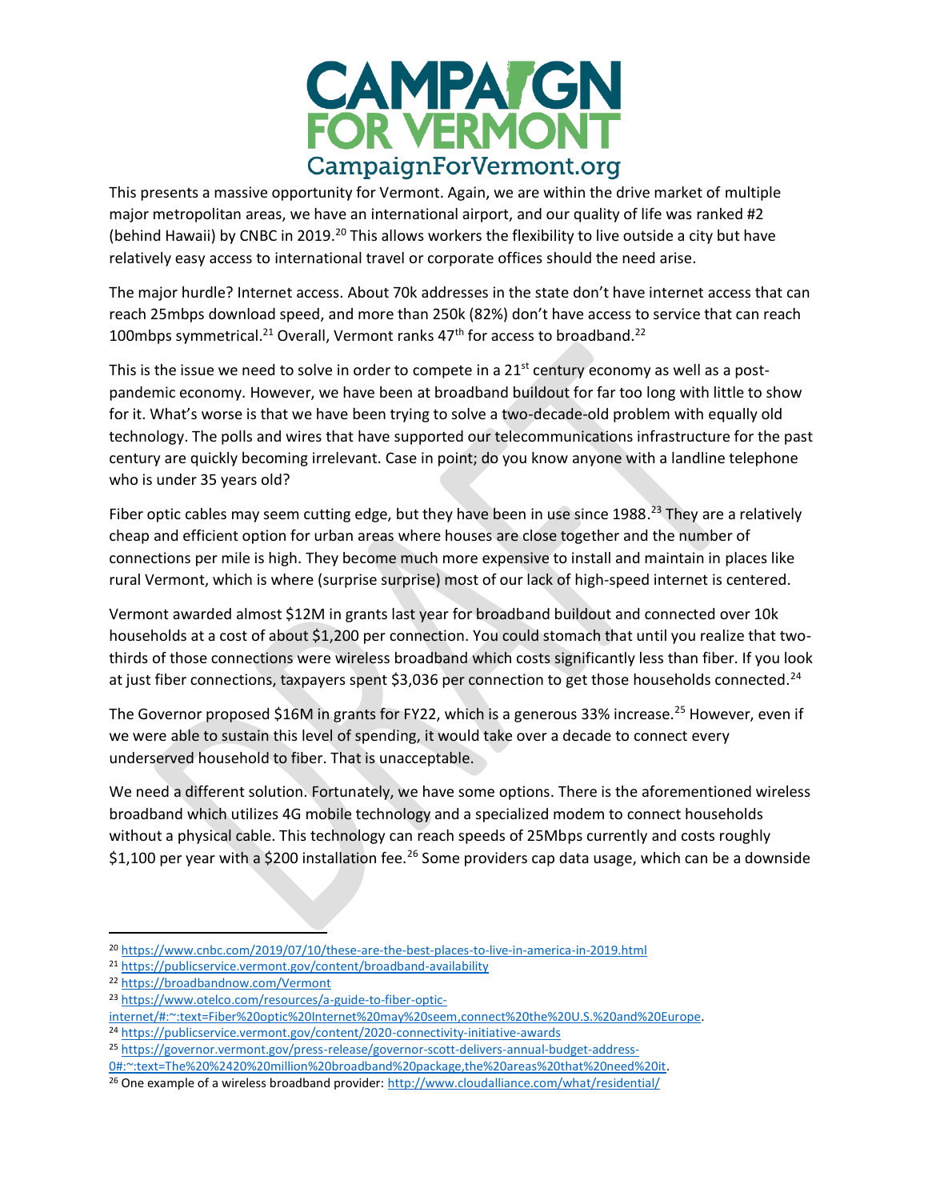This presents a massive opportunity for Vermont. Again, we are within the drive market of multiple major metropolitan areas, we have an international airport, and our quality of life was ranked #2 (behind Hawaii) by CNBC in 2019.[20] This allows workers the flexibility to live outside a city but have relatively easy access to international travel or corporate offices should the need arise.

The major hurdle? Internet access. About 70k addresses in the state don't have internet access that can reach 25mbps download speed, and more than 250k (82%) don't have access to service that can reach 100mbps symmetrical.[21] Overall, Vermont ranks 47th for access to broadband.[22]

This is the issue we need to solve in order to compete in a 21st century economy as well as a post-pandemic economy. However, we have been at broadband buildout for far too long with little to show for it. What's worse is that we have been trying to solve a two-decade-old problem with equally old technology. The polls and wires that have supported our telecommunications infrastructure for the past century are quickly becoming irrelevant. Case in point; do you know anyone with a landline telephone who is under 35 years old?

Fiber optic cables may seem cutting edge, but they have been in use since 1988.[23] They are a relatively cheap and efficient option for urban areas where houses are close together and the number of connections per mile is high. They become much more expensive to install and maintain in places like rural Vermont, which is where (surprise surprise) most of our lack of high-speed internet is centered.

Vermont awarded almost $12M in grants last year for broadband buildout and connected over 10k households at a cost of about $1,200 per connection. You could stomach that until you realize that two-thirds of those connections were wireless broadband which costs significantly less than fiber. If you look at just fiber connections, taxpayers spent $3,036 per connection to get those households connected.[24]

The Governor proposed $16M in grants for FY22, which is a generous 33% increase.[25] However, even if we were able to sustain this level of spending, it would take over a decade to connect every underserved household to fiber. That is unacceptable.

We need a different solution. Fortunately, we have some options. There is the aforementioned wireless broadband which utilizes 4G mobile technology and a specialized modem to connect households without a physical cable. This technology can reach speeds of 25Mbps currently and costs roughly $1,100 per year with a $200 installation fee.[26] Some providers cap data usage, which can be a downside

---

[20] https://www.cnbc.com/2019/07/10/these-are-the-best-places-to-live-in-america-in-2019.html

[21] https://publicservice.vermont.gov/content/broadband-availability

[22] https://broadbandnow.com/Vermont

[23] https://www.otelco.com/resources/a-guide-to-fiber-optic-internet/#:~:text=Fiber%20optic%20Internet%20may%20seem,connect%20the%20U.S.%20and%20Europe.

[24] https://publicservice.vermont.gov/content/2020-connectivity-initiative-awards

[25] https://governor.vermont.gov/press-release/governor-scott-delivers-annual-budget-address-0#:~:text=The%20%2420%20million%20broadband%20package,the%20areas%20that%20need%20it.

[26] One example of a wireless broadband provider: http://www.cloudalliance.com/what/residential/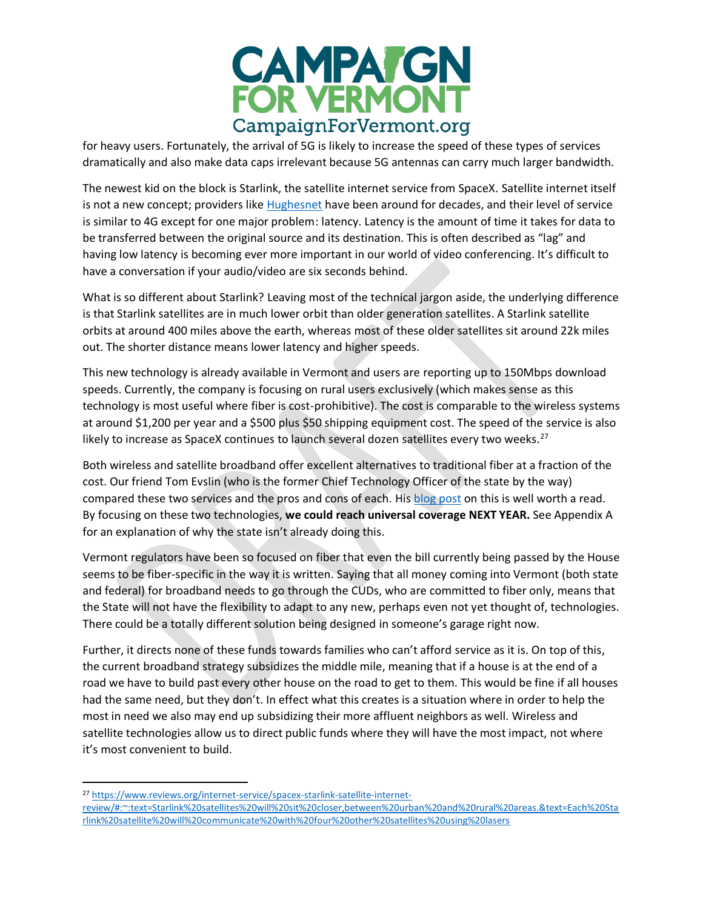for heavy users. Fortunately, the arrival of 5G is likely to increase the speed of these types of services dramatically and also make data caps irrelevant because 5G antennas can carry much larger bandwidth.

The newest kid on the block is Starlink, the satellite internet service from SpaceX. Satellite internet itself is not a new concept; providers like [Hughesnet](#) have been around for decades, and their level of service is similar to 4G except for one major problem: latency. Latency is the amount of time it takes for data to be transferred between the original source and its destination. This is often described as "lag" and having low latency is becoming ever more important in our world of video conferencing. It's difficult to have a conversation if your audio/video are six seconds behind.

What is so different about Starlink? Leaving most of the technical jargon aside, the underlying difference is that Starlink satellites are in much lower orbit than older generation satellites. A Starlink satellite orbits at around 400 miles above the earth, whereas most of these older satellites sit around 22k miles out. The shorter distance means lower latency and higher speeds.

This new technology is already available in Vermont and users are reporting up to 150Mbps download speeds. Currently, the company is focusing on rural users exclusively (which makes sense as this technology is most useful where fiber is cost-prohibitive). The cost is comparable to the wireless systems at around $1,200 per year and a $500 plus $50 shipping equipment cost. The speed of the service is also likely to increase as SpaceX continues to launch several dozen satellites every two weeks.[27]

Both wireless and satellite broadband offer excellent alternatives to traditional fiber at a fraction of the cost. Our friend Tom Evslin (who is the former Chief Technology Officer of the state by the way) compared these two services and the pros and cons of each. His [blog post](#) on this is well worth a read. By focusing on these two technologies, **we could reach universal coverage NEXT YEAR.** See Appendix A for an explanation of why the state isn't already doing this.

Vermont regulators have been so focused on fiber that even the bill currently being passed by the House seems to be fiber-specific in the way it is written. Saying that all money coming into Vermont (both state and federal) for broadband needs to go through the CUDs, who are committed to fiber only, means that the State will not have the flexibility to adapt to any new, perhaps even not yet thought of, technologies. There could be a totally different solution being designed in someone's garage right now.

Further, it directs none of these funds towards families who can't afford service as it is. On top of this, the current broadband strategy subsidizes the middle mile, meaning that if a house is at the end of a road we have to build past every other house on the road to get to them. This would be fine if all houses had the same need, but they don't. In effect what this creates is a situation where in order to help the most in need we also may end up subsidizing their more affluent neighbors as well. Wireless and satellite technologies allow us to direct public funds where they will have the most impact, not where it's most convenient to build.

---

[27] https://www.reviews.org/internet-service/spacex-starlink-satellite-internet-review/#:~:text=Starlink%20satellites%20will%20sit%20closer,between%20urban%20and%20rural%20areas.&text=Each%20Starlink%20satellite%20will%20communicate%20with%20four%20other%20satellites%20using%20lasers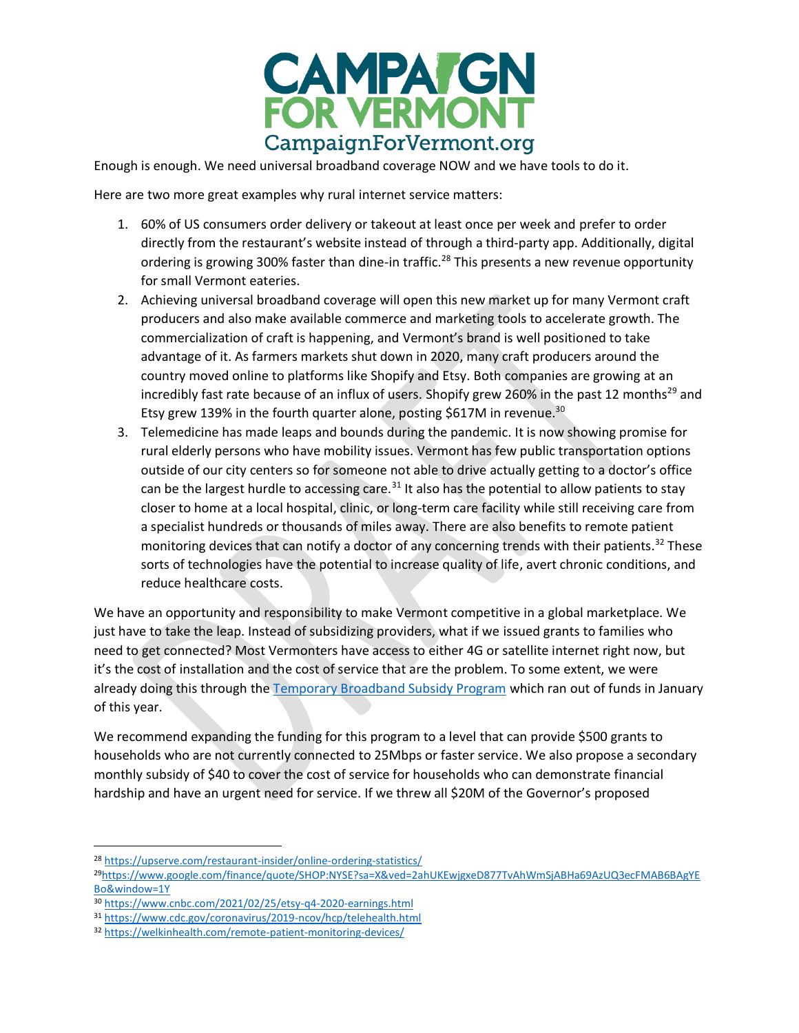Enough is enough. We need universal broadband coverage NOW and we have tools to do it.

Here are two more great examples why rural internet service matters:

1. 60% of US consumers order delivery or takeout at least once per week and prefer to order directly from the restaurant's website instead of through a third-party app. Additionally, digital ordering is growing 300% faster than dine-in traffic.[28] This presents a new revenue opportunity for small Vermont eateries.
2. Achieving universal broadband coverage will open this new market up for many Vermont craft producers and also make available commerce and marketing tools to accelerate growth. The commercialization of craft is happening, and Vermont's brand is well positioned to take advantage of it. As farmers markets shut down in 2020, many craft producers around the country moved online to platforms like Shopify and Etsy. Both companies are growing at an incredibly fast rate because of an influx of users. Shopify grew 260% in the past 12 months[29] and Etsy grew 139% in the fourth quarter alone, posting $617M in revenue.[30]
3. Telemedicine has made leaps and bounds during the pandemic. It is now showing promise for rural elderly persons who have mobility issues. Vermont has few public transportation options outside of our city centers so for someone not able to drive actually getting to a doctor's office can be the largest hurdle to accessing care.[31] It also has the potential to allow patients to stay closer to home at a local hospital, clinic, or long-term care facility while still receiving care from a specialist hundreds or thousands of miles away. There are also benefits to remote patient monitoring devices that can notify a doctor of any concerning trends with their patients.[32] These sorts of technologies have the potential to increase quality of life, avert chronic conditions, and reduce healthcare costs.

We have an opportunity and responsibility to make Vermont competitive in a global marketplace. We just have to take the leap. Instead of subsidizing providers, what if we issued grants to families who need to get connected? Most Vermonters have access to either 4G or satellite internet right now, but it's the cost of installation and the cost of service that are the problem. To some extent, we were already doing this through the [Temporary Broadband Subsidy Program](#) which ran out of funds in January of this year.

We recommend expanding the funding for this program to a level that can provide $500 grants to households who are not currently connected to 25Mbps or faster service. We also propose a secondary monthly subsidy of $40 to cover the cost of service for households who can demonstrate financial hardship and have an urgent need for service. If we threw all $20M of the Governor's proposed

---

[28] https://upserve.com/restaurant-insider/online-ordering-statistics/

[29] https://www.google.com/finance/quote/SHOP:NYSE?sa=X&ved=2ahUKEwjgxeD877TvAhWmSjABHa69AzUQ3ecFMAB6BAgYEBo&window=1Y

[30] https://www.cnbc.com/2021/02/25/etsy-q4-2020-earnings.html

[31] https://www.cdc.gov/coronavirus/2019-ncov/hcp/telehealth.html

[32] https://welkinhealth.com/remote-patient-monitoring-devices/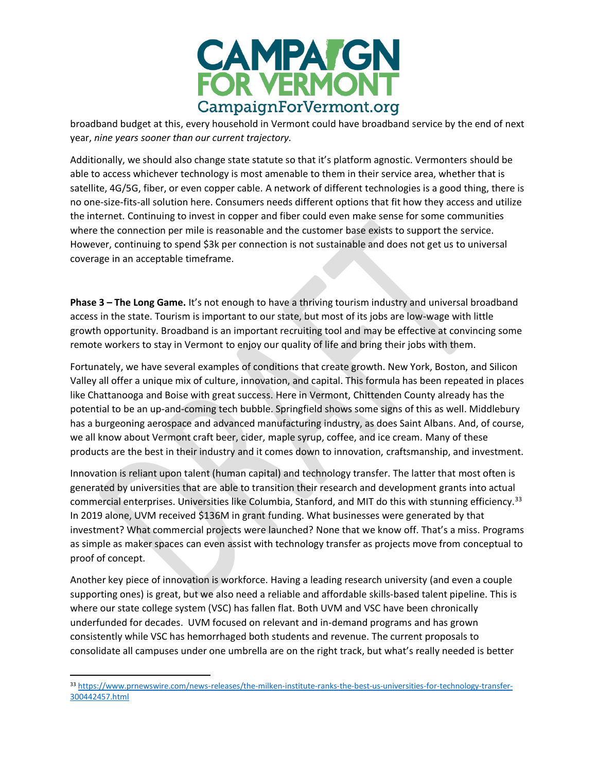broadband budget at this, every household in Vermont could have broadband service by the end of next year, *nine years sooner than our current trajectory.*

Additionally, we should also change state statute so that it's platform agnostic. Vermonters should be able to access whichever technology is most amenable to them in their service area, whether that is satellite, 4G/5G, fiber, or even copper cable. A network of different technologies is a good thing, there is no one-size-fits-all solution here. Consumers needs different options that fit how they access and utilize the internet. Continuing to invest in copper and fiber could even make sense for some communities where the connection per mile is reasonable and the customer base exists to support the service. However, continuing to spend $3k per connection is not sustainable and does not get us to universal coverage in an acceptable timeframe.

**Phase 3 – The Long Game.** It's not enough to have a thriving tourism industry and universal broadband access in the state. Tourism is important to our state, but most of its jobs are low-wage with little growth opportunity. Broadband is an important recruiting tool and may be effective at convincing some remote workers to stay in Vermont to enjoy our quality of life and bring their jobs with them.

Fortunately, we have several examples of conditions that create growth. New York, Boston, and Silicon Valley all offer a unique mix of culture, innovation, and capital. This formula has been repeated in places like Chattanooga and Boise with great success. Here in Vermont, Chittenden County already has the potential to be an up-and-coming tech bubble. Springfield shows some signs of this as well. Middlebury has a burgeoning aerospace and advanced manufacturing industry, as does Saint Albans. And, of course, we all know about Vermont craft beer, cider, maple syrup, coffee, and ice cream. Many of these products are the best in their industry and it comes down to innovation, craftsmanship, and investment.

Innovation is reliant upon talent (human capital) and technology transfer. The latter that most often is generated by universities that are able to transition their research and development grants into actual commercial enterprises. Universities like Columbia, Stanford, and MIT do this with stunning efficiency.[33] In 2019 alone, UVM received $136M in grant funding. What businesses were generated by that investment? What commercial projects were launched? None that we know off. That's a miss. Programs as simple as maker spaces can even assist with technology transfer as projects move from conceptual to proof of concept.

Another key piece of innovation is workforce. Having a leading research university (and even a couple supporting ones) is great, but we also need a reliable and affordable skills-based talent pipeline. This is where our state college system (VSC) has fallen flat. Both UVM and VSC have been chronically underfunded for decades. UVM focused on relevant and in-demand programs and has grown consistently while VSC has hemorrhaged both students and revenue. The current proposals to consolidate all campuses under one umbrella are on the right track, but what's really needed is better

---

[33] https://www.prnewswire.com/news-releases/the-milken-institute-ranks-the-best-us-universities-for-technology-transfer-300442457.html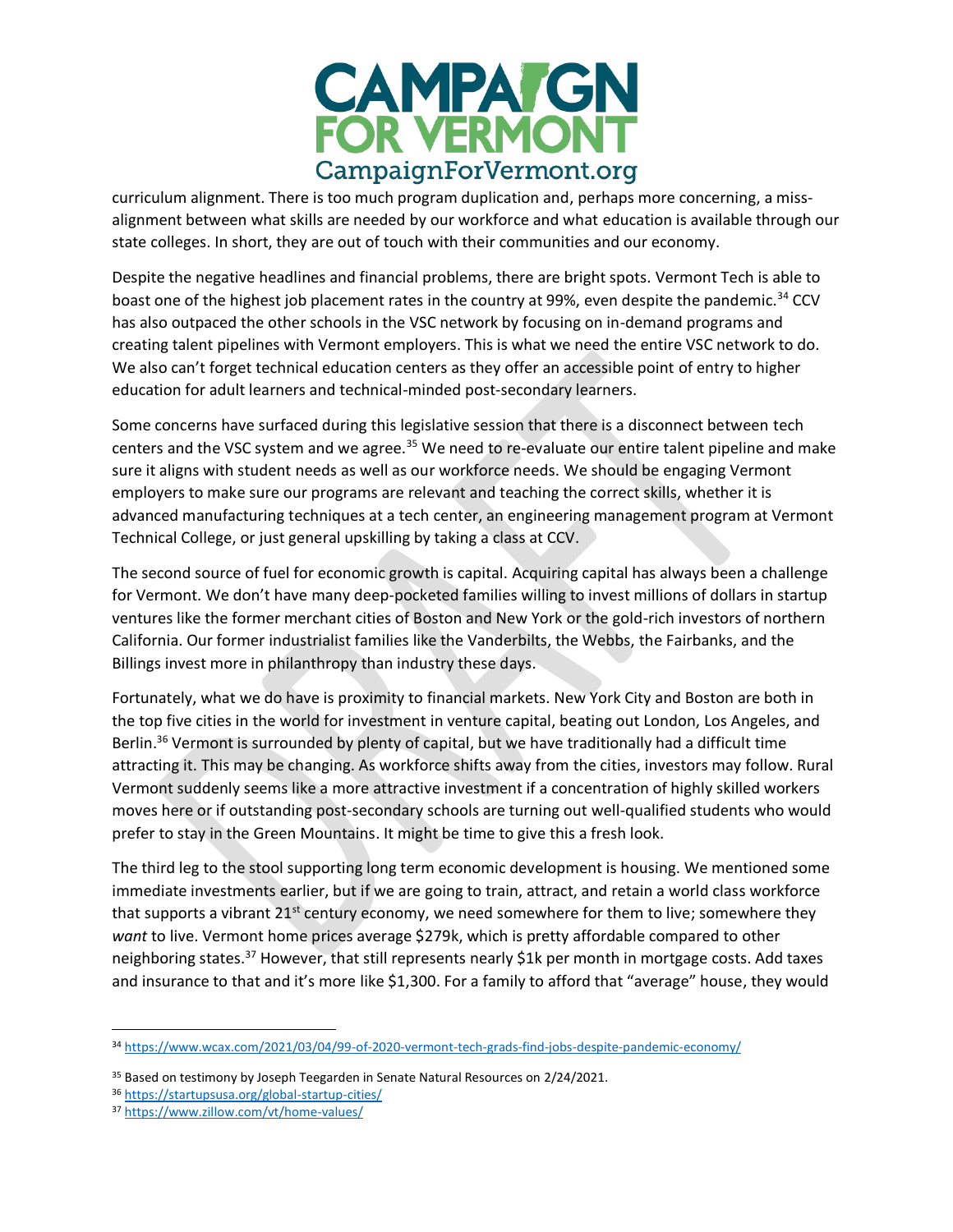curriculum alignment. There is too much program duplication and, perhaps more concerning, a miss-alignment between what skills are needed by our workforce and what education is available through our state colleges. In short, they are out of touch with their communities and our economy.

Despite the negative headlines and financial problems, there are bright spots. Vermont Tech is able to boast one of the highest job placement rates in the country at 99%, even despite the pandemic.[34] CCV has also outpaced the other schools in the VSC network by focusing on in-demand programs and creating talent pipelines with Vermont employers. This is what we need the entire VSC network to do. We also can't forget technical education centers as they offer an accessible point of entry to higher education for adult learners and technical-minded post-secondary learners.

Some concerns have surfaced during this legislative session that there is a disconnect between tech centers and the VSC system and we agree.[35] We need to re-evaluate our entire talent pipeline and make sure it aligns with student needs as well as our workforce needs. We should be engaging Vermont employers to make sure our programs are relevant and teaching the correct skills, whether it is advanced manufacturing techniques at a tech center, an engineering management program at Vermont Technical College, or just general upskilling by taking a class at CCV.

The second source of fuel for economic growth is capital. Acquiring capital has always been a challenge for Vermont. We don't have many deep-pocketed families willing to invest millions of dollars in startup ventures like the former merchant cities of Boston and New York or the gold-rich investors of northern California. Our former industrialist families like the Vanderbilts, the Webbs, the Fairbanks, and the Billings invest more in philanthropy than industry these days.

Fortunately, what we do have is proximity to financial markets. New York City and Boston are both in the top five cities in the world for investment in venture capital, beating out London, Los Angeles, and Berlin.[36] Vermont is surrounded by plenty of capital, but we have traditionally had a difficult time attracting it. This may be changing. As workforce shifts away from the cities, investors may follow. Rural Vermont suddenly seems like a more attractive investment if a concentration of highly skilled workers moves here or if outstanding post-secondary schools are turning out well-qualified students who would prefer to stay in the Green Mountains. It might be time to give this a fresh look.

The third leg to the stool supporting long term economic development is housing. We mentioned some immediate investments earlier, but if we are going to train, attract, and retain a world class workforce that supports a vibrant 21st century economy, we need somewhere for them to live; somewhere they *want* to live. Vermont home prices average $279k, which is pretty affordable compared to other neighboring states.[37] However, that still represents nearly $1k per month in mortgage costs. Add taxes and insurance to that and it's more like $1,300. For a family to afford that "average" house, they would

---

[34] https://www.wcax.com/2021/03/04/99-of-2020-vermont-tech-grads-find-jobs-despite-pandemic-economy/

[35] Based on testimony by Joseph Teegarden in Senate Natural Resources on 2/24/2021.

[36] https://startupsusa.org/global-startup-cities/

[37] https://www.zillow.com/vt/home-values/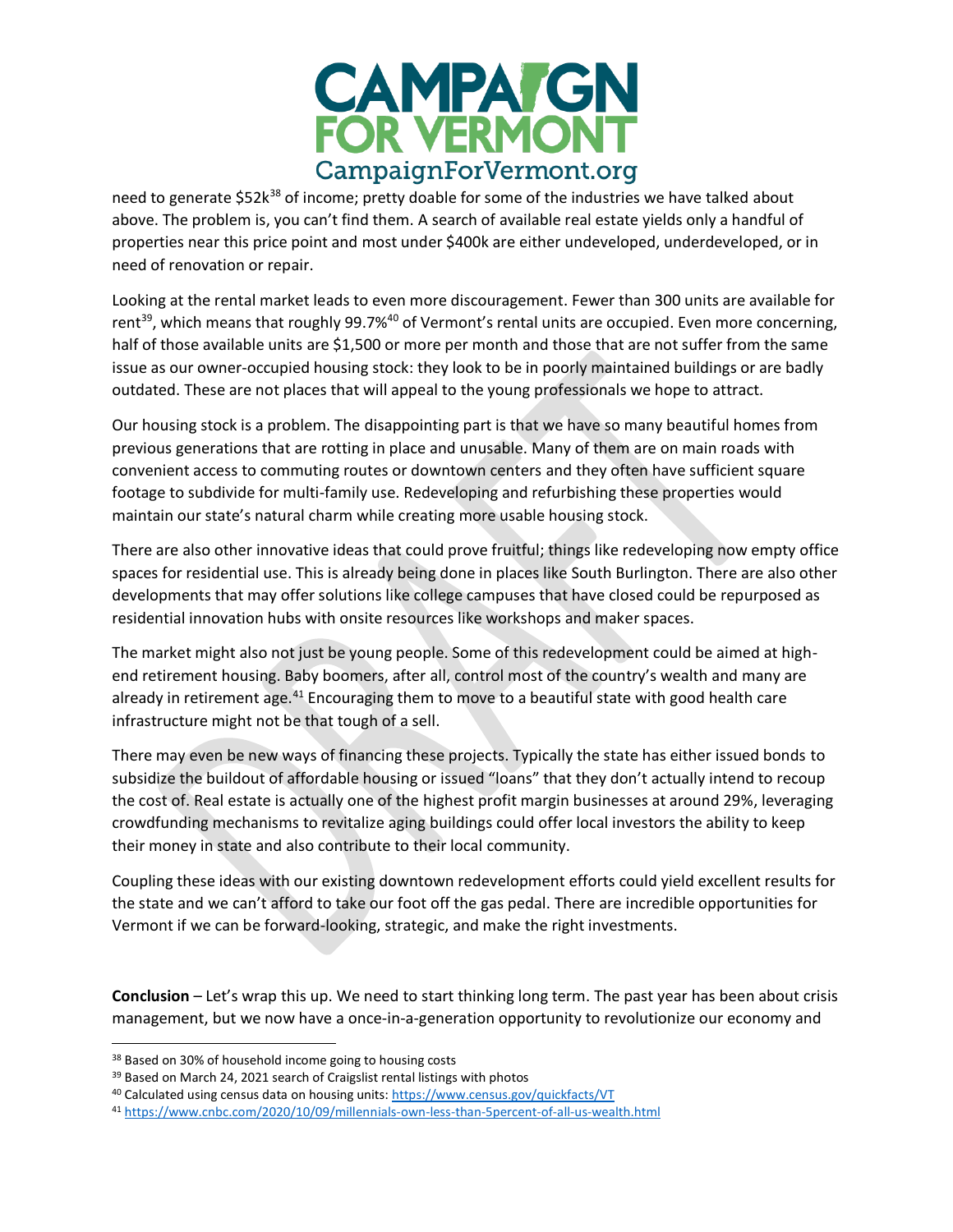need to generate $52k[38] of income; pretty doable for some of the industries we have talked about above. The problem is, you can't find them. A search of available real estate yields only a handful of properties near this price point and most under $400k are either undeveloped, underdeveloped, or in need of renovation or repair.

Looking at the rental market leads to even more discouragement. Fewer than 300 units are available for rent[39], which means that roughly 99.7%[40] of Vermont's rental units are occupied. Even more concerning, half of those available units are $1,500 or more per month and those that are not suffer from the same issue as our owner-occupied housing stock: they look to be in poorly maintained buildings or are badly outdated. These are not places that will appeal to the young professionals we hope to attract.

Our housing stock is a problem. The disappointing part is that we have so many beautiful homes from previous generations that are rotting in place and unusable. Many of them are on main roads with convenient access to commuting routes or downtown centers and they often have sufficient square footage to subdivide for multi-family use. Redeveloping and refurbishing these properties would maintain our state's natural charm while creating more usable housing stock.

There are also other innovative ideas that could prove fruitful; things like redeveloping now empty office spaces for residential use. This is already being done in places like South Burlington. There are also other developments that may offer solutions like college campuses that have closed could be repurposed as residential innovation hubs with onsite resources like workshops and maker spaces.

The market might also not just be young people. Some of this redevelopment could be aimed at high-end retirement housing. Baby boomers, after all, control most of the country's wealth and many are already in retirement age.[41] Encouraging them to move to a beautiful state with good health care infrastructure might not be that tough of a sell.

There may even be new ways of financing these projects. Typically the state has either issued bonds to subsidize the buildout of affordable housing or issued "loans" that they don't actually intend to recoup the cost of. Real estate is actually one of the highest profit margin businesses at around 29%, leveraging crowdfunding mechanisms to revitalize aging buildings could offer local investors the ability to keep their money in state and also contribute to their local community.

Coupling these ideas with our existing downtown redevelopment efforts could yield excellent results for the state and we can't afford to take our foot off the gas pedal. There are incredible opportunities for Vermont if we can be forward-looking, strategic, and make the right investments.

**Conclusion** – Let's wrap this up. We need to start thinking long term. The past year has been about crisis management, but we now have a once-in-a-generation opportunity to revolutionize our economy and

---

[38] Based on 30% of household income going to housing costs

[39] Based on March 24, 2021 search of Craigslist rental listings with photos

[40] Calculated using census data on housing units: https://www.census.gov/quickfacts/VT

[41] https://www.cnbc.com/2020/10/09/millennials-own-less-than-5percent-of-all-us-wealth.html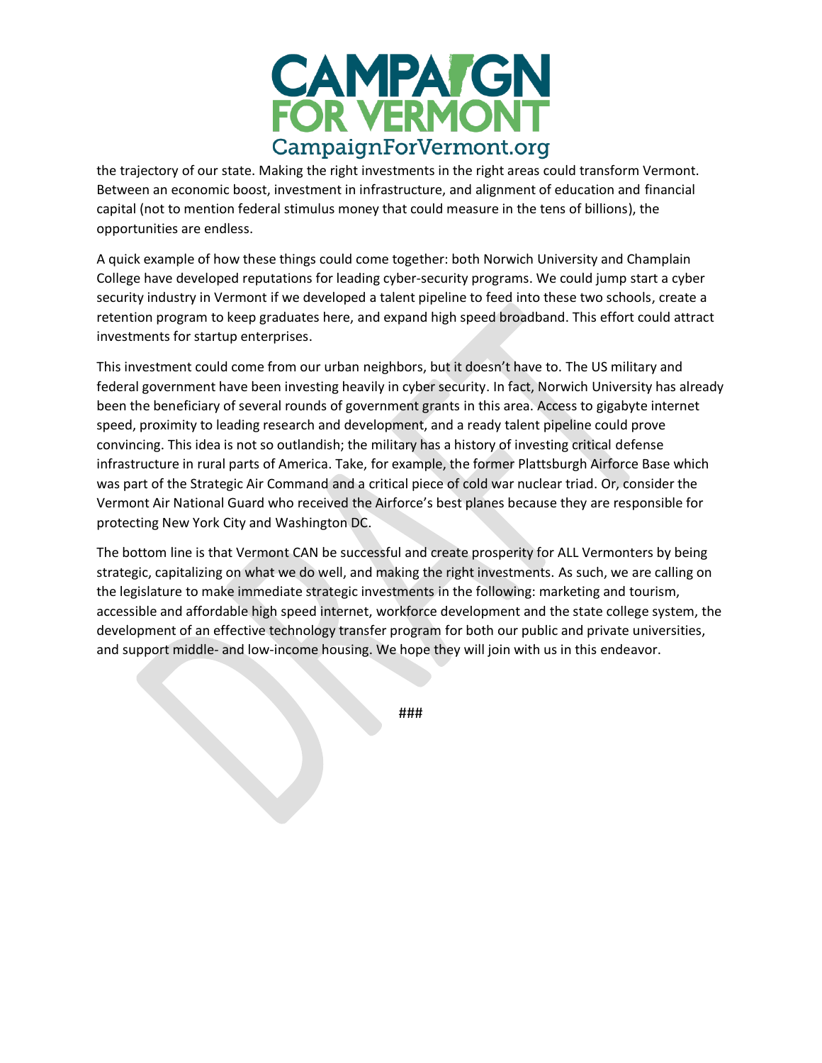the trajectory of our state. Making the right investments in the right areas could transform Vermont. Between an economic boost, investment in infrastructure, and alignment of education and financial capital (not to mention federal stimulus money that could measure in the tens of billions), the opportunities are endless.

A quick example of how these things could come together: both Norwich University and Champlain College have developed reputations for leading cyber-security programs. We could jump start a cyber security industry in Vermont if we developed a talent pipeline to feed into these two schools, create a retention program to keep graduates here, and expand high speed broadband. This effort could attract investments for startup enterprises.

This investment could come from our urban neighbors, but it doesn't have to. The US military and federal government have been investing heavily in cyber security. In fact, Norwich University has already been the beneficiary of several rounds of government grants in this area. Access to gigabyte internet speed, proximity to leading research and development, and a ready talent pipeline could prove convincing. This idea is not so outlandish; the military has a history of investing critical defense infrastructure in rural parts of America. Take, for example, the former Plattsburgh Airforce Base which was part of the Strategic Air Command and a critical piece of cold war nuclear triad. Or, consider the Vermont Air National Guard who received the Airforce's best planes because they are responsible for protecting New York City and Washington DC.

The bottom line is that Vermont CAN be successful and create prosperity for ALL Vermonters by being strategic, capitalizing on what we do well, and making the right investments. As such, we are calling on the legislature to make immediate strategic investments in the following: marketing and tourism, accessible and affordable high speed internet, workforce development and the state college system, the development of an effective technology transfer program for both our public and private universities, and support middle- and low-income housing. We hope they will join with us in this endeavor.

###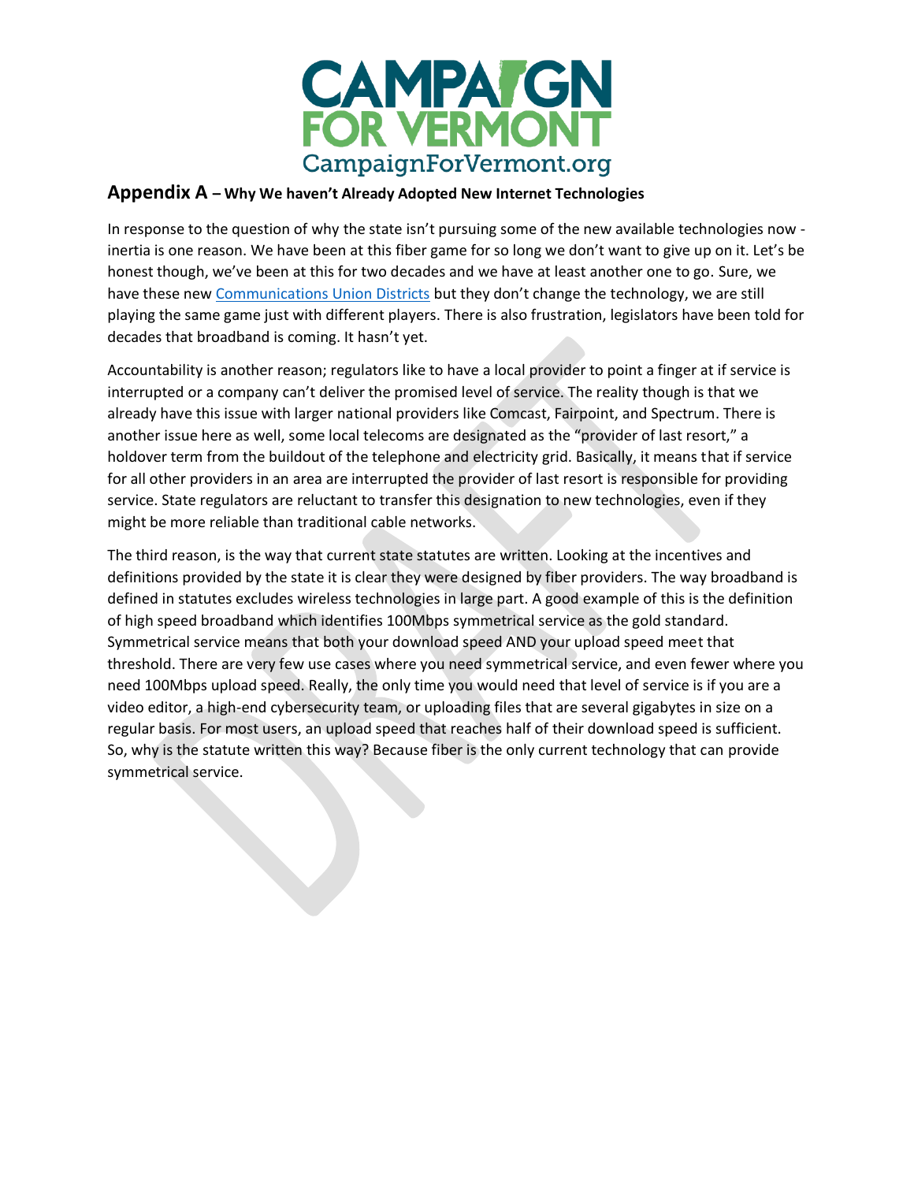## Appendix A – Why We haven't Already Adopted New Internet Technologies

In response to the question of why the state isn't pursuing some of the new available technologies now - inertia is one reason. We have been at this fiber game for so long we don't want to give up on it. Let's be honest though, we've been at this for two decades and we have at least another one to go. Sure, we have these new [Communications Union Districts] but they don't change the technology, we are still playing the same game just with different players. There is also frustration, legislators have been told for decades that broadband is coming. It hasn't yet.

Accountability is another reason; regulators like to have a local provider to point a finger at if service is interrupted or a company can't deliver the promised level of service. The reality though is that we already have this issue with larger national providers like Comcast, Fairpoint, and Spectrum. There is another issue here as well, some local telecoms are designated as the "provider of last resort," a holdover term from the buildout of the telephone and electricity grid. Basically, it means that if service for all other providers in an area are interrupted the provider of last resort is responsible for providing service. State regulators are reluctant to transfer this designation to new technologies, even if they might be more reliable than traditional cable networks.

The third reason, is the way that current state statutes are written. Looking at the incentives and definitions provided by the state it is clear they were designed by fiber providers. The way broadband is defined in statutes excludes wireless technologies in large part. A good example of this is the definition of high speed broadband which identifies 100Mbps symmetrical service as the gold standard. Symmetrical service means that both your download speed AND your upload speed meet that threshold. There are very few use cases where you need symmetrical service, and even fewer where you need 100Mbps upload speed. Really, the only time you would need that level of service is if you are a video editor, a high-end cybersecurity team, or uploading files that are several gigabytes in size on a regular basis. For most users, an upload speed that reaches half of their download speed is sufficient. So, why is the statute written this way? Because fiber is the only current technology that can provide symmetrical service.